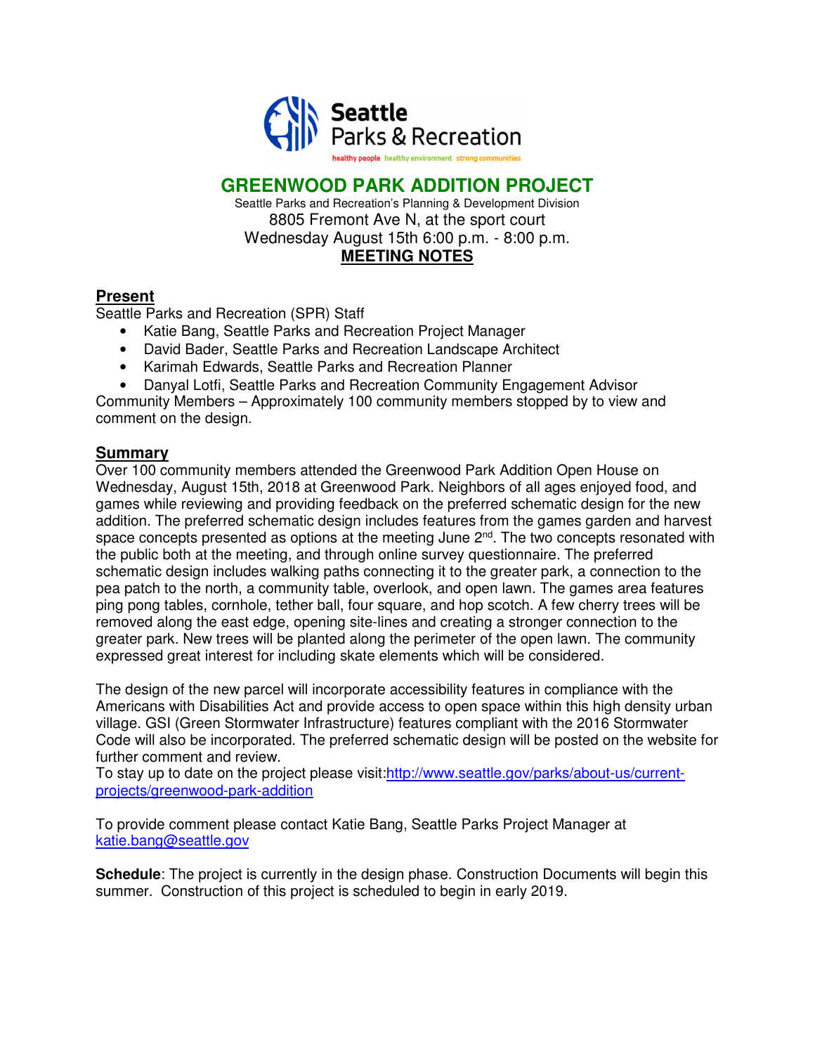Seattle Parks & Recreation

healthy people healthy environment strong communities

# GREENWOOD PARK ADDITION PROJECT

Seattle Parks and Recreation's Planning & Development Division
8805 Fremont Ave N, at the sport court
Wednesday August 15th 6:00 p.m. - 8:00 p.m.

**MEETING NOTES**

## Present

Seattle Parks and Recreation (SPR) Staff

- Katie Bang, Seattle Parks and Recreation Project Manager
- David Bader, Seattle Parks and Recreation Landscape Architect
- Karimah Edwards, Seattle Parks and Recreation Planner
- Danyal Lotfi, Seattle Parks and Recreation Community Engagement Advisor

Community Members – Approximately 100 community members stopped by to view and comment on the design.

## Summary

Over 100 community members attended the Greenwood Park Addition Open House on Wednesday, August 15th, 2018 at Greenwood Park. Neighbors of all ages enjoyed food, and games while reviewing and providing feedback on the preferred schematic design for the new addition. The preferred schematic design includes features from the games garden and harvest space concepts presented as options at the meeting June 2nd. The two concepts resonated with the public both at the meeting, and through online survey questionnaire. The preferred schematic design includes walking paths connecting it to the greater park, a connection to the pea patch to the north, a community table, overlook, and open lawn. The games area features ping pong tables, cornhole, tether ball, four square, and hop scotch. A few cherry trees will be removed along the east edge, opening site-lines and creating a stronger connection to the greater park. New trees will be planted along the perimeter of the open lawn. The community expressed great interest for including skate elements which will be considered.

The design of the new parcel will incorporate accessibility features in compliance with the Americans with Disabilities Act and provide access to open space within this high density urban village. GSI (Green Stormwater Infrastructure) features compliant with the 2016 Stormwater Code will also be incorporated. The preferred schematic design will be posted on the website for further comment and review.

To stay up to date on the project please visit:http://www.seattle.gov/parks/about-us/current-projects/greenwood-park-addition

To provide comment please contact Katie Bang, Seattle Parks Project Manager at katie.bang@seattle.gov

**Schedule**: The project is currently in the design phase. Construction Documents will begin this summer. Construction of this project is scheduled to begin in early 2019.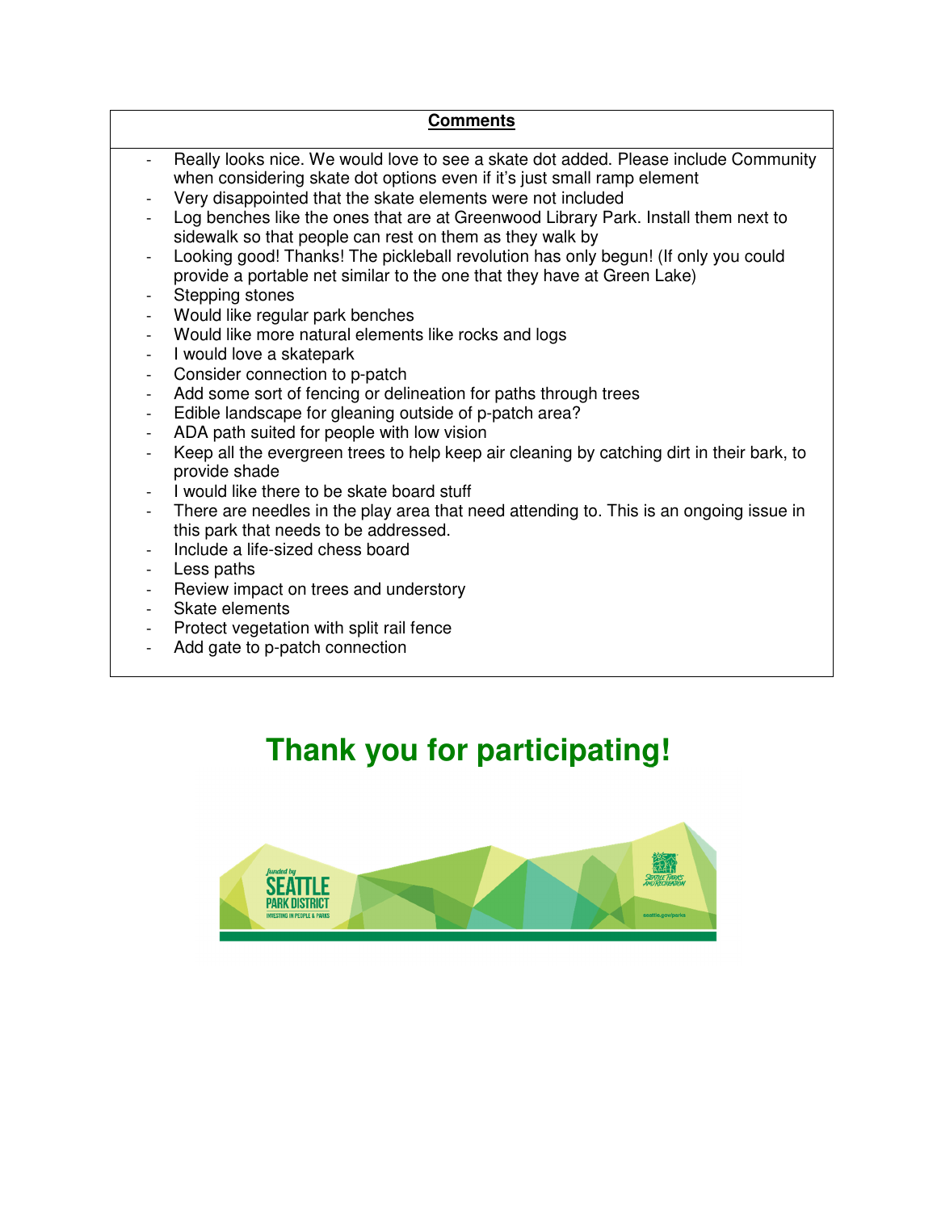**Comments**

- Really looks nice. We would love to see a skate dot added. Please include Community when considering skate dot options even if it's just small ramp element
- Very disappointed that the skate elements were not included
- Log benches like the ones that are at Greenwood Library Park. Install them next to sidewalk so that people can rest on them as they walk by
- Looking good! Thanks! The pickleball revolution has only begun! (If only you could provide a portable net similar to the one that they have at Green Lake)
- Stepping stones
- Would like regular park benches
- Would like more natural elements like rocks and logs
- I would love a skatepark
- Consider connection to p-patch
- Add some sort of fencing or delineation for paths through trees
- Edible landscape for gleaning outside of p-patch area?
- ADA path suited for people with low vision
- Keep all the evergreen trees to help keep air cleaning by catching dirt in their bark, to provide shade
- I would like there to be skate board stuff
- There are needles in the play area that need attending to. This is an ongoing issue in this park that needs to be addressed.
- Include a life-sized chess board
- Less paths
- Review impact on trees and understory
- Skate elements
- Protect vegetation with split rail fence
- Add gate to p-patch connection

# Thank you for participating!

funded by SEATTLE PARK DISTRICT INVESTING IN PEOPLE & PARKS

Seattle Parks and Recreation

seattle.gov/parks